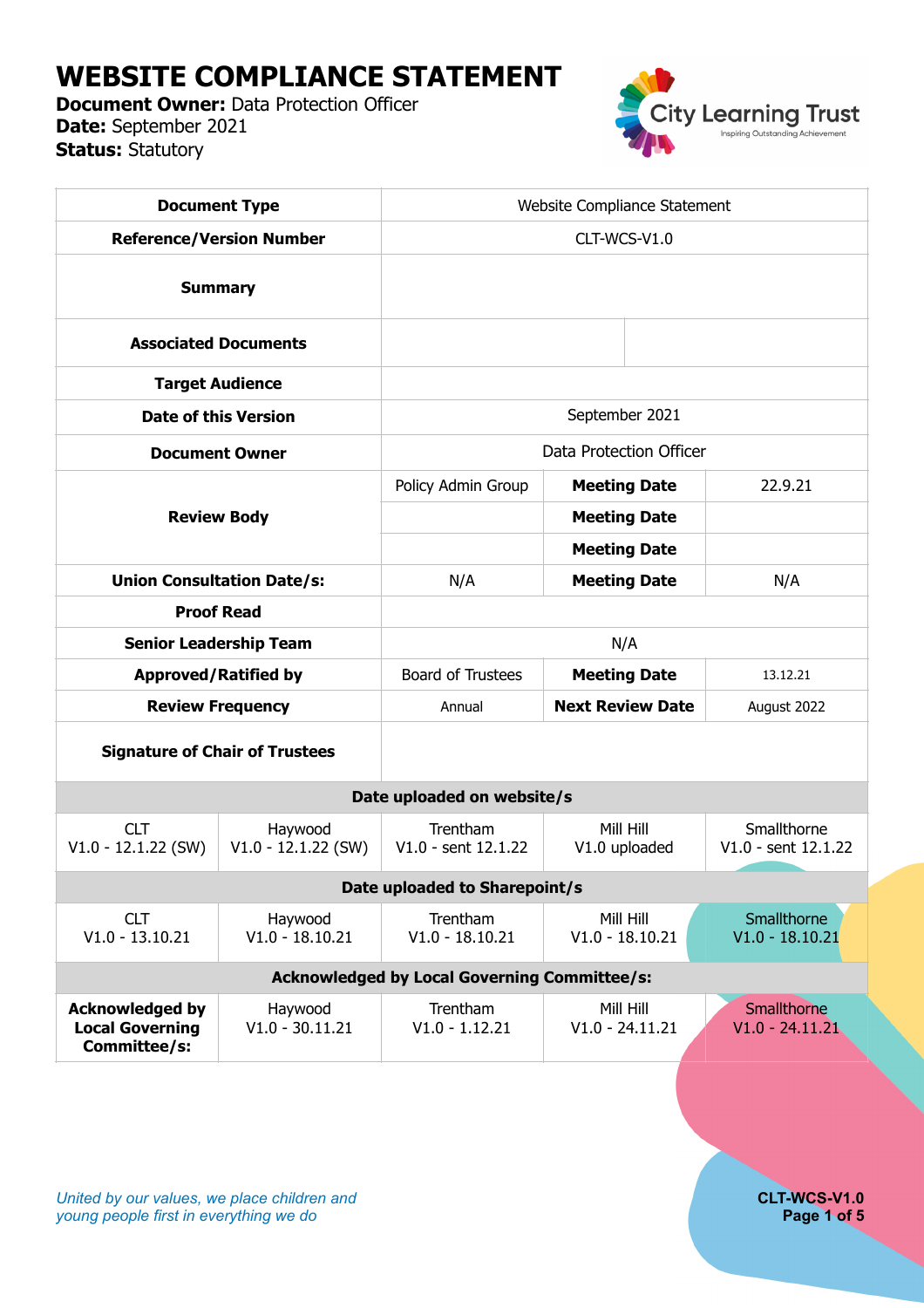# WEBSITE COMPLIANCE STATEMENT

**Document Owner:** Data Protection Officer
**Date:** September 2021
**Status:** Statutory

| | | | | |
|---|---|---|---|---|
| **Document Type** | Website Compliance Statement | | | |
| **Reference/Version Number** | CLT-WCS-V1.0 | | | |
| **Summary** | | | | |
| **Associated Documents** | | | | |
| **Target Audience** | | | | |
| **Date of this Version** | September 2021 | | | |
| **Document Owner** | Data Protection Officer | | | |
| **Review Body** | Policy Admin Group | **Meeting Date** | 22.9.21 | |
| | | **Meeting Date** | | |
| | | **Meeting Date** | | |
| **Union Consultation Date/s:** | N/A | **Meeting Date** | N/A | |
| **Proof Read** | | | | |
| **Senior Leadership Team** | N/A | | | |
| **Approved/Ratified by** | Board of Trustees | **Meeting Date** | 13.12.21 | |
| **Review Frequency** | Annual | **Next Review Date** | August 2022 | |
| **Signature of Chair of Trustees** | | | | |
| **Date uploaded on website/s** | | | | |
| CLT V1.0 - 12.1.22 (SW) | Haywood V1.0 - 12.1.22 (SW) | Trentham V1.0 - sent 12.1.22 | Mill Hill V1.0 uploaded | Smallthorne V1.0 - sent 12.1.22 |
| **Date uploaded to Sharepoint/s** | | | | |
| CLT V1.0 - 13.10.21 | Haywood V1.0 - 18.10.21 | Trentham V1.0 - 18.10.21 | Mill Hill V1.0 - 18.10.21 | Smallthorne V1.0 - 18.10.21 |
| **Acknowledged by Local Governing Committee/s:** | | | | |
| **Acknowledged by Local Governing Committee/s:** | Haywood V1.0 - 30.11.21 | Trentham V1.0 - 1.12.21 | Mill Hill V1.0 - 24.11.21 | Smallthorne V1.0 - 24.11.21 |

*United by our values, we place children and young people first in everything we do*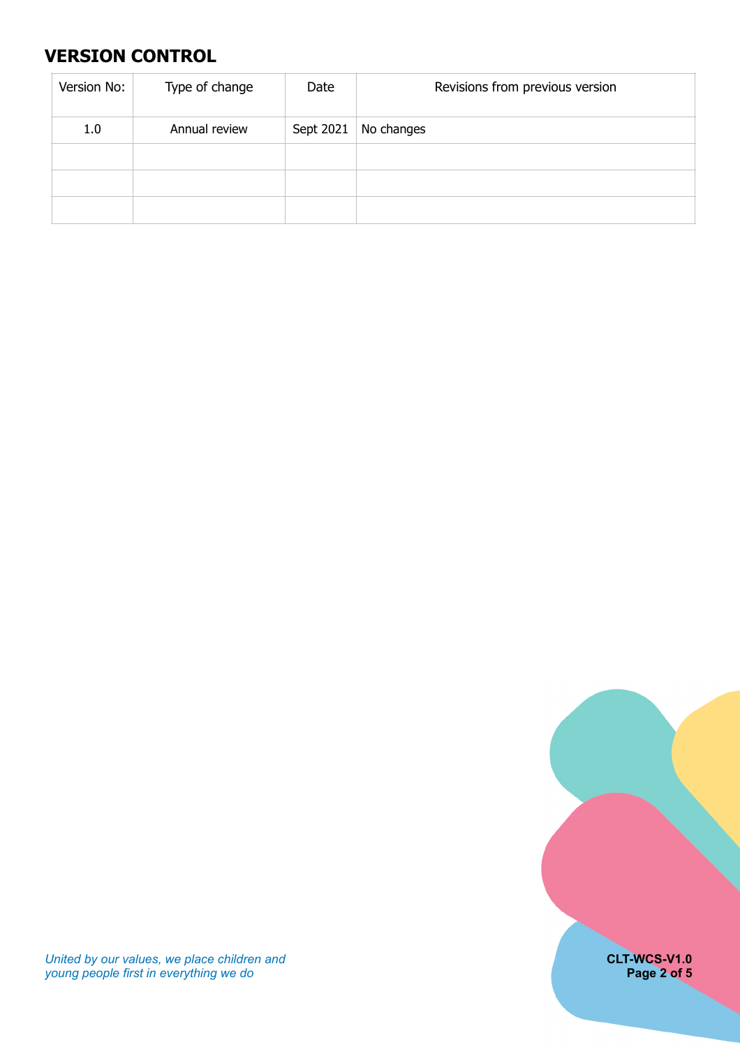## VERSION CONTROL

| Version No: | Type of change | Date | Revisions from previous version |
| --- | --- | --- | --- |
| 1.0 | Annual review | Sept 2021 | No changes |
| | | | |
| | | | |
| | | | |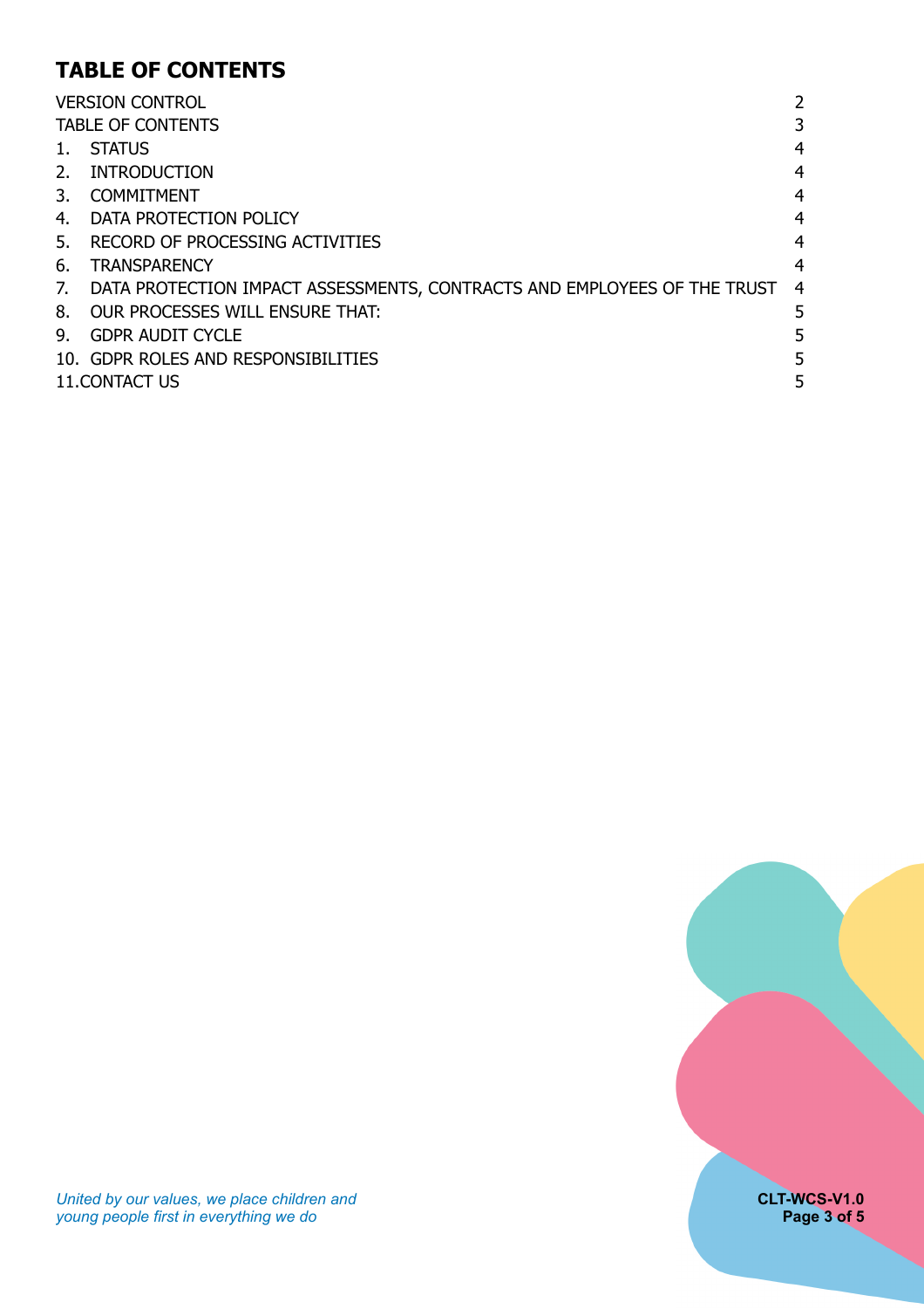# TABLE OF CONTENTS

| | |
|---|---|
| VERSION CONTROL | 2 |
| TABLE OF CONTENTS | 3 |
| 1. STATUS | 4 |
| 2. INTRODUCTION | 4 |
| 3. COMMITMENT | 4 |
| 4. DATA PROTECTION POLICY | 4 |
| 5. RECORD OF PROCESSING ACTIVITIES | 4 |
| 6. TRANSPARENCY | 4 |
| 7. DATA PROTECTION IMPACT ASSESSMENTS, CONTRACTS AND EMPLOYEES OF THE TRUST | 4 |
| 8. OUR PROCESSES WILL ENSURE THAT: | 5 |
| 9. GDPR AUDIT CYCLE | 5 |
| 10. GDPR ROLES AND RESPONSIBILITIES | 5 |
| 11. CONTACT US | 5 |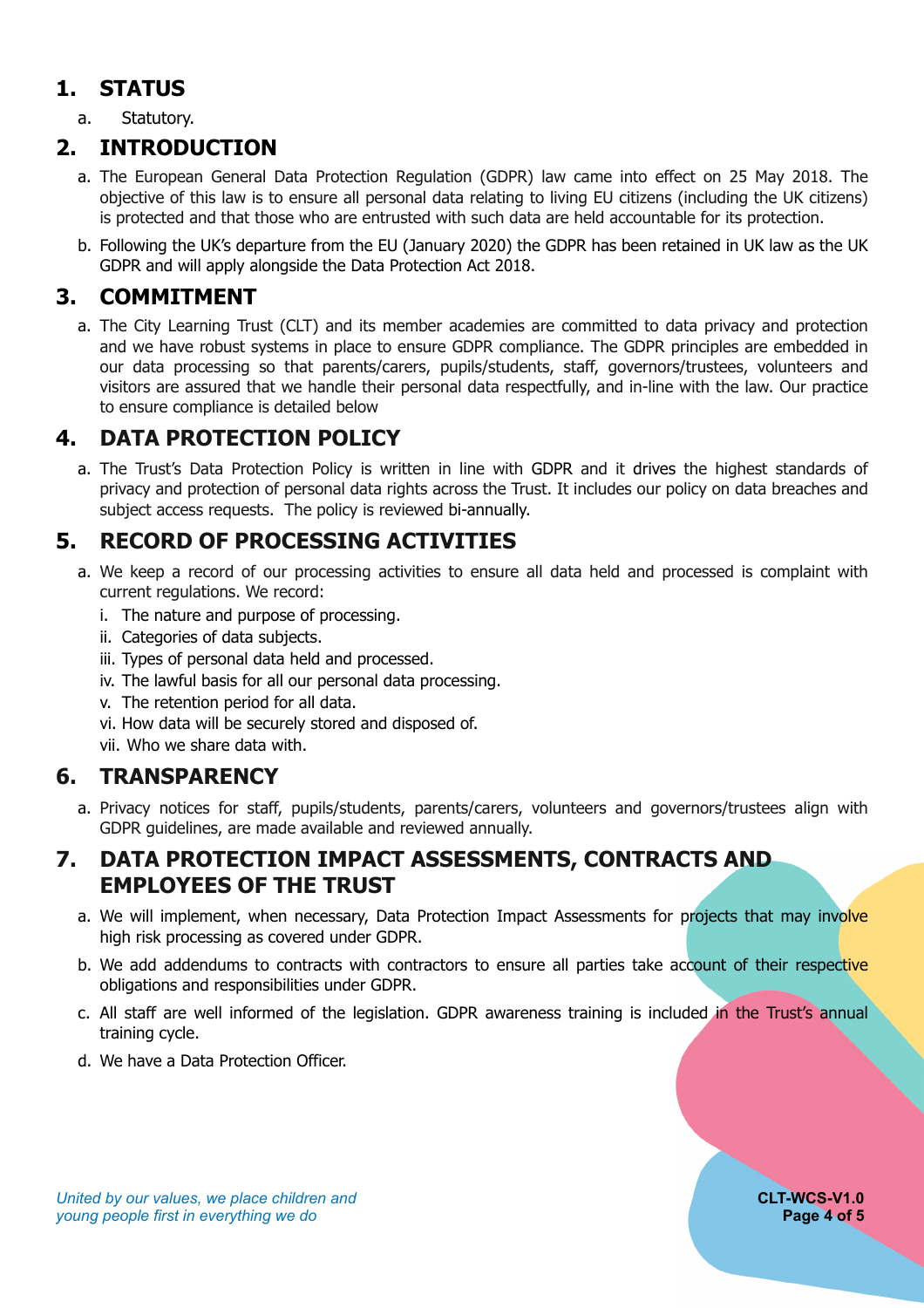## 1. STATUS

a. Statutory.

## 2. INTRODUCTION

a. The European General Data Protection Regulation (GDPR) law came into effect on 25 May 2018. The objective of this law is to ensure all personal data relating to living EU citizens (including the UK citizens) is protected and that those who are entrusted with such data are held accountable for its protection.

b. Following the UK's departure from the EU (January 2020) the GDPR has been retained in UK law as the UK GDPR and will apply alongside the Data Protection Act 2018.

## 3. COMMITMENT

a. The City Learning Trust (CLT) and its member academies are committed to data privacy and protection and we have robust systems in place to ensure GDPR compliance. The GDPR principles are embedded in our data processing so that parents/carers, pupils/students, staff, governors/trustees, volunteers and visitors are assured that we handle their personal data respectfully, and in-line with the law. Our practice to ensure compliance is detailed below

## 4. DATA PROTECTION POLICY

a. The Trust's Data Protection Policy is written in line with GDPR and it drives the highest standards of privacy and protection of personal data rights across the Trust. It includes our policy on data breaches and subject access requests. The policy is reviewed bi-annually.

## 5. RECORD OF PROCESSING ACTIVITIES

a. We keep a record of our processing activities to ensure all data held and processed is complaint with current regulations. We record:

   i. The nature and purpose of processing.
   
   ii. Categories of data subjects.
   
   iii. Types of personal data held and processed.
   
   iv. The lawful basis for all our personal data processing.
   
   v. The retention period for all data.
   
   vi. How data will be securely stored and disposed of.
   
   vii. Who we share data with.

## 6. TRANSPARENCY

a. Privacy notices for staff, pupils/students, parents/carers, volunteers and governors/trustees align with GDPR guidelines, are made available and reviewed annually.

## 7. DATA PROTECTION IMPACT ASSESSMENTS, CONTRACTS AND EMPLOYEES OF THE TRUST

a. We will implement, when necessary, Data Protection Impact Assessments for projects that may involve high risk processing as covered under GDPR.

b. We add addendums to contracts with contractors to ensure all parties take account of their respective obligations and responsibilities under GDPR.

c. All staff are well informed of the legislation. GDPR awareness training is included in the Trust's annual training cycle.

d. We have a Data Protection Officer.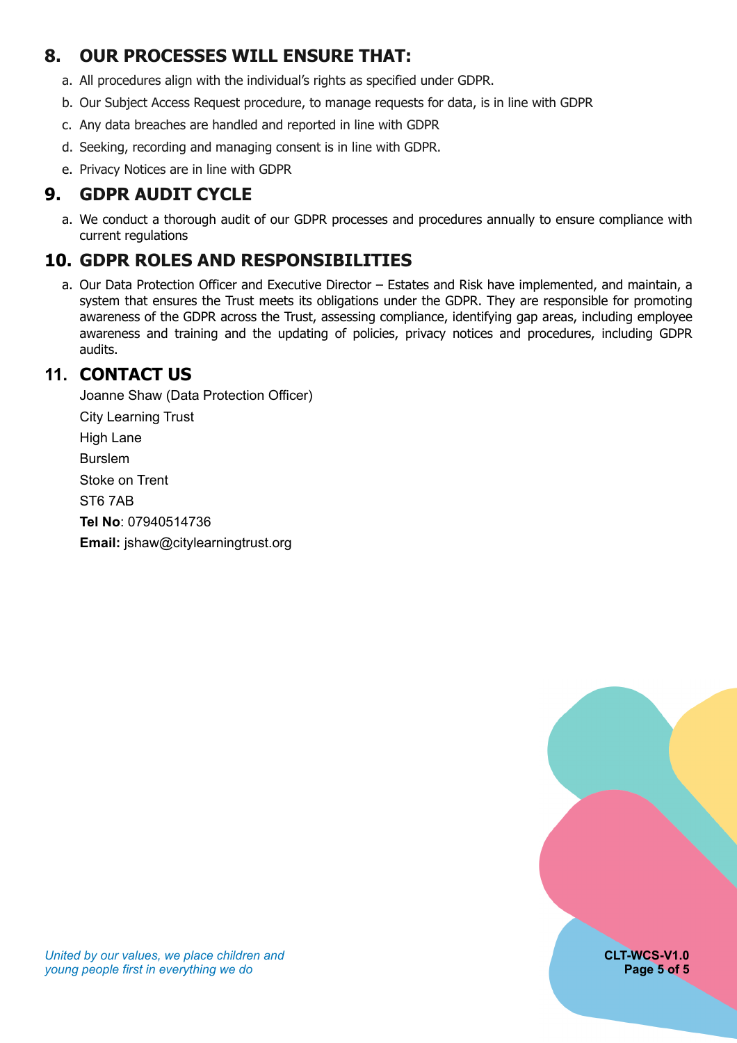## 8. OUR PROCESSES WILL ENSURE THAT:

a. All procedures align with the individual's rights as specified under GDPR.

b. Our Subject Access Request procedure, to manage requests for data, is in line with GDPR

c. Any data breaches are handled and reported in line with GDPR

d. Seeking, recording and managing consent is in line with GDPR.

e. Privacy Notices are in line with GDPR

## 9. GDPR AUDIT CYCLE

a. We conduct a thorough audit of our GDPR processes and procedures annually to ensure compliance with current regulations

## 10. GDPR ROLES AND RESPONSIBILITIES

a. Our Data Protection Officer and Executive Director – Estates and Risk have implemented, and maintain, a system that ensures the Trust meets its obligations under the GDPR. They are responsible for promoting awareness of the GDPR across the Trust, assessing compliance, identifying gap areas, including employee awareness and training and the updating of policies, privacy notices and procedures, including GDPR audits.

## 11. CONTACT US

Joanne Shaw (Data Protection Officer)

City Learning Trust

High Lane

Burslem

Stoke on Trent

ST6 7AB

**Tel No**: 07940514736

**Email:** jshaw@citylearningtrust.org